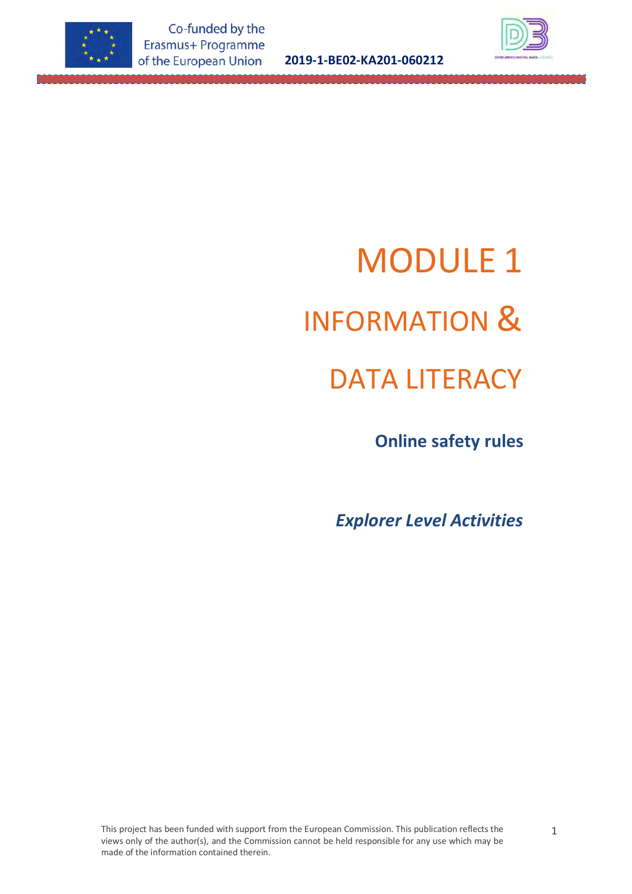# MODULE 1

# INFORMATION & DATA LITERACY

**Online safety rules**

***Explorer Level Activities***

This project has been funded with support from the European Commission. This publication reflects the views only of the author(s), and the Commission cannot be held responsible for any use which may be made of the information contained therein.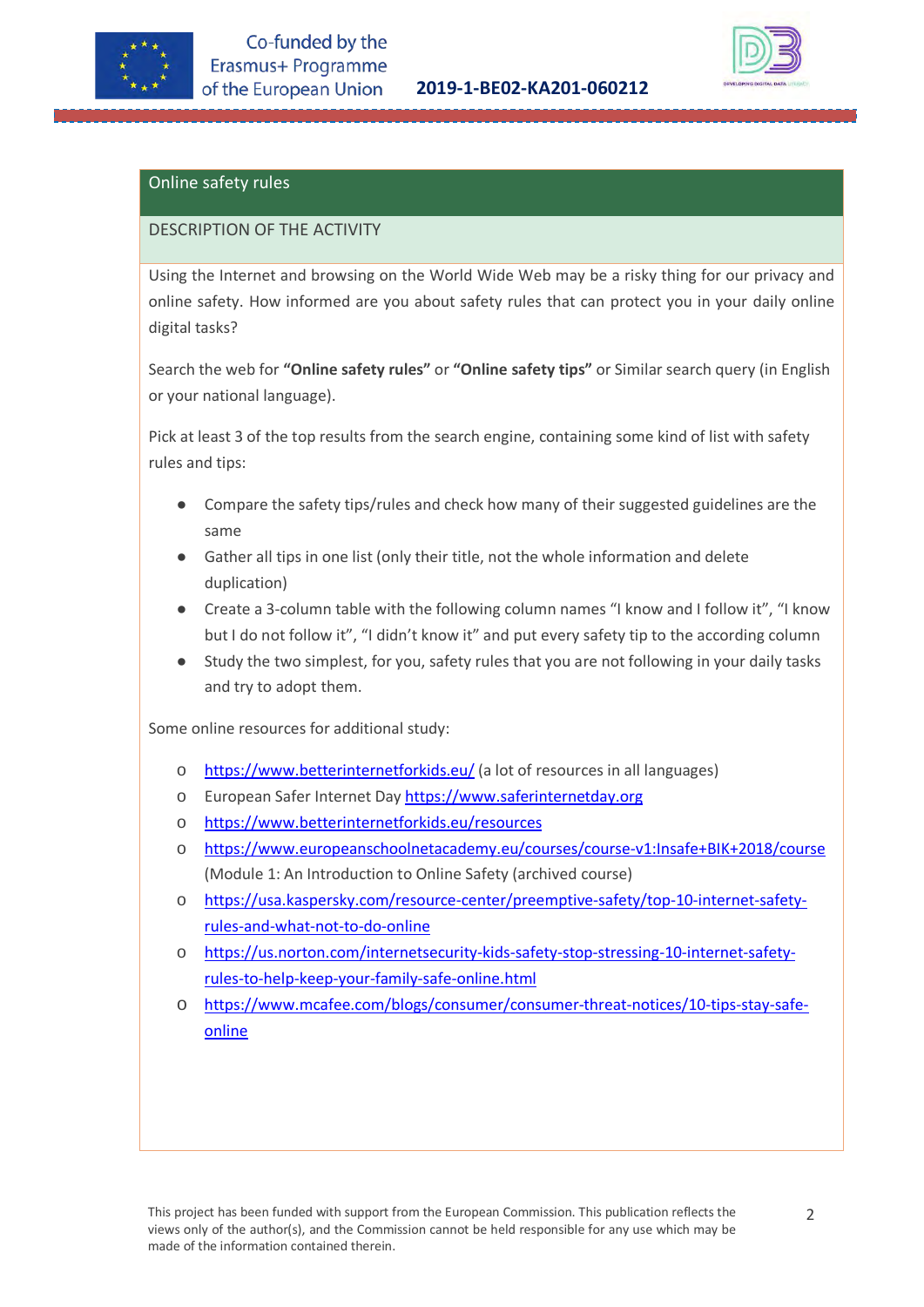## Online safety rules

### DESCRIPTION OF THE ACTIVITY

Using the Internet and browsing on the World Wide Web may be a risky thing for our privacy and online safety. How informed are you about safety rules that can protect you in your daily online digital tasks?

Search the web for **"Online safety rules"** or **"Online safety tips"** or Similar search query (in English or your national language).

Pick at least 3 of the top results from the search engine, containing some kind of list with safety rules and tips:

- Compare the safety tips/rules and check how many of their suggested guidelines are the same
- Gather all tips in one list (only their title, not the whole information and delete duplication)
- Create a 3-column table with the following column names "I know and I follow it", "I know but I do not follow it", "I didn't know it" and put every safety tip to the according column
- Study the two simplest, for you, safety rules that you are not following in your daily tasks and try to adopt them.

Some online resources for additional study:

- https://www.betterinternetforkids.eu/ (a lot of resources in all languages)
- European Safer Internet Day https://www.saferinternetday.org
- https://www.betterinternetforkids.eu/resources
- https://www.europeanschoolnetacademy.eu/courses/course-v1:Insafe+BIK+2018/course (Module 1: An Introduction to Online Safety (archived course)
- https://usa.kaspersky.com/resource-center/preemptive-safety/top-10-internet-safety-rules-and-what-not-to-do-online
- https://us.norton.com/internetsecurity-kids-safety-stop-stressing-10-internet-safety-rules-to-help-keep-your-family-safe-online.html
- https://www.mcafee.com/blogs/consumer/consumer-threat-notices/10-tips-stay-safe-online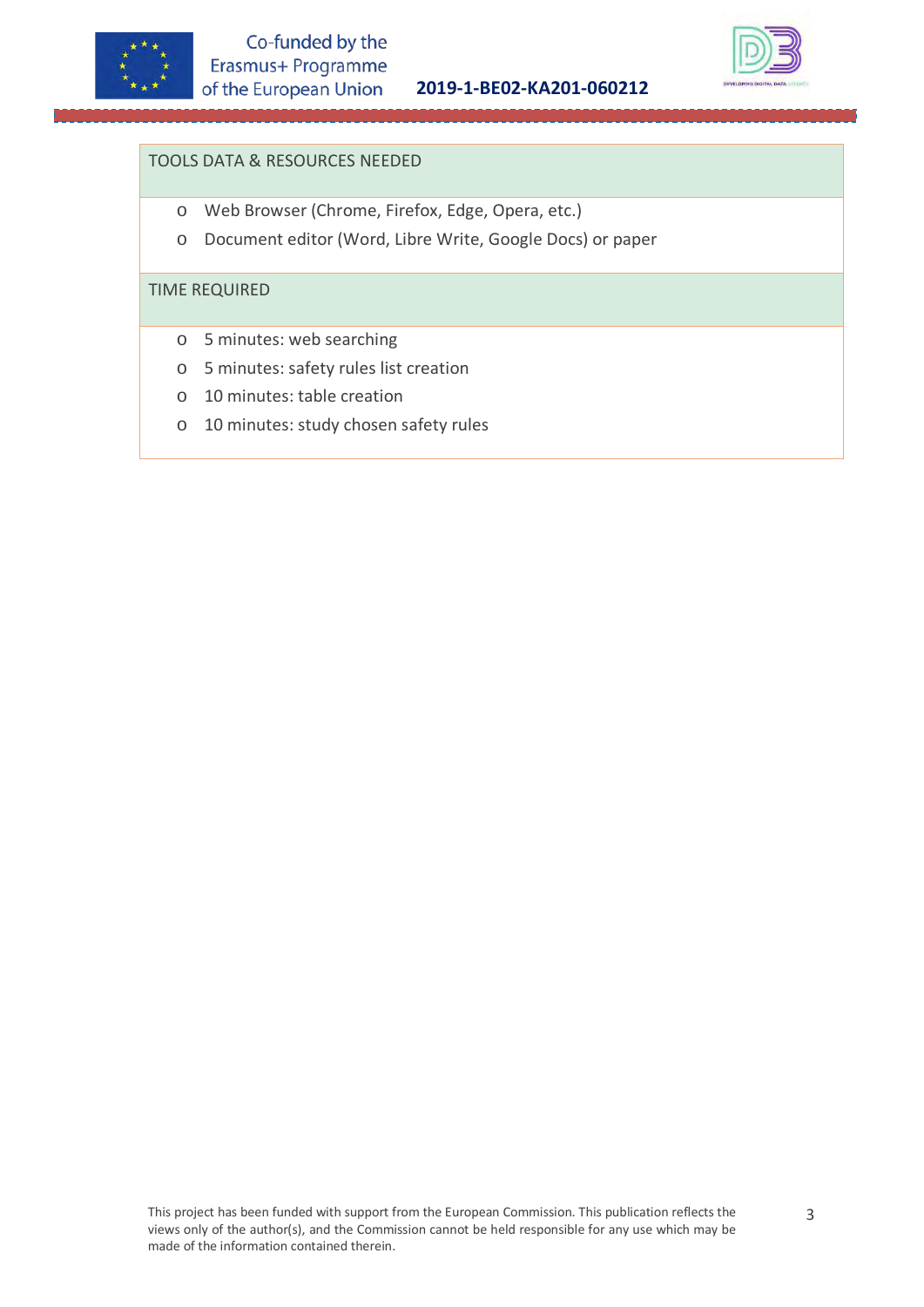## TOOLS DATA & RESOURCES NEEDED

- Web Browser (Chrome, Firefox, Edge, Opera, etc.)
- Document editor (Word, Libre Write, Google Docs) or paper

## TIME REQUIRED

- 5 minutes: web searching
- 5 minutes: safety rules list creation
- 10 minutes: table creation
- 10 minutes: study chosen safety rules